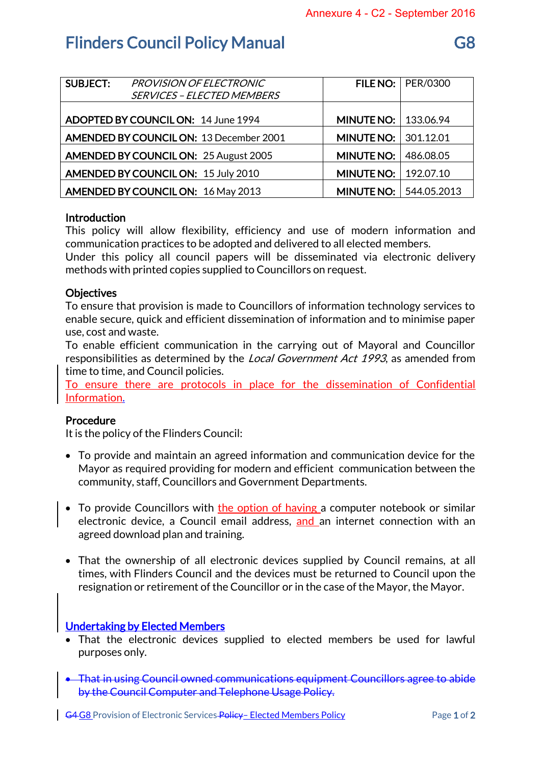Annexure 4 - C2 - September 2016

# Flinders Council Policy Manual G8

| SUBJECT: *PROVISION OF ELECTRONIC SERVICES – ELECTED MEMBERS* | FILE NO: | PER/0300 |
|---|---|---|
| **ADOPTED BY COUNCIL ON:** 14 June 1994 | **MINUTE NO:** | 133.06.94 |
| **AMENDED BY COUNCIL ON:** 13 December 2001 | **MINUTE NO:** | 301.12.01 |
| **AMENDED BY COUNCIL ON:** 25 August 2005 | **MINUTE NO:** | 486.08.05 |
| **AMENDED BY COUNCIL ON:** 15 July 2010 | **MINUTE NO:** | 192.07.10 |
| **AMENDED BY COUNCIL ON:** 16 May 2013 | **MINUTE NO:** | 544.05.2013 |

## Introduction

This policy will allow flexibility, efficiency and use of modern information and communication practices to be adopted and delivered to all elected members.

Under this policy all council papers will be disseminated via electronic delivery methods with printed copies supplied to Councillors on request.

## Objectives

To ensure that provision is made to Councillors of information technology services to enable secure, quick and efficient dissemination of information and to minimise paper use, cost and waste.

To enable efficient communication in the carrying out of Mayoral and Councillor responsibilities as determined by the *Local Government Act 1993*, as amended from time to time, and Council policies.

To ensure there are protocols in place for the dissemination of Confidential Information.

## Procedure

It is the policy of the Flinders Council:

- To provide and maintain an agreed information and communication device for the Mayor as required providing for modern and efficient communication between the community, staff, Councillors and Government Departments.

- To provide Councillors with the option of having a computer notebook or similar electronic device, a Council email address, and an internet connection with an agreed download plan and training.

- That the ownership of all electronic devices supplied by Council remains, at all times, with Flinders Council and the devices must be returned to Council upon the resignation or retirement of the Councillor or in the case of the Mayor, the Mayor.

## Undertaking by Elected Members

- That the electronic devices supplied to elected members be used for lawful purposes only.

- ~~That in using Council owned communications equipment Councillors agree to abide by the Council Computer and Telephone Usage Policy.~~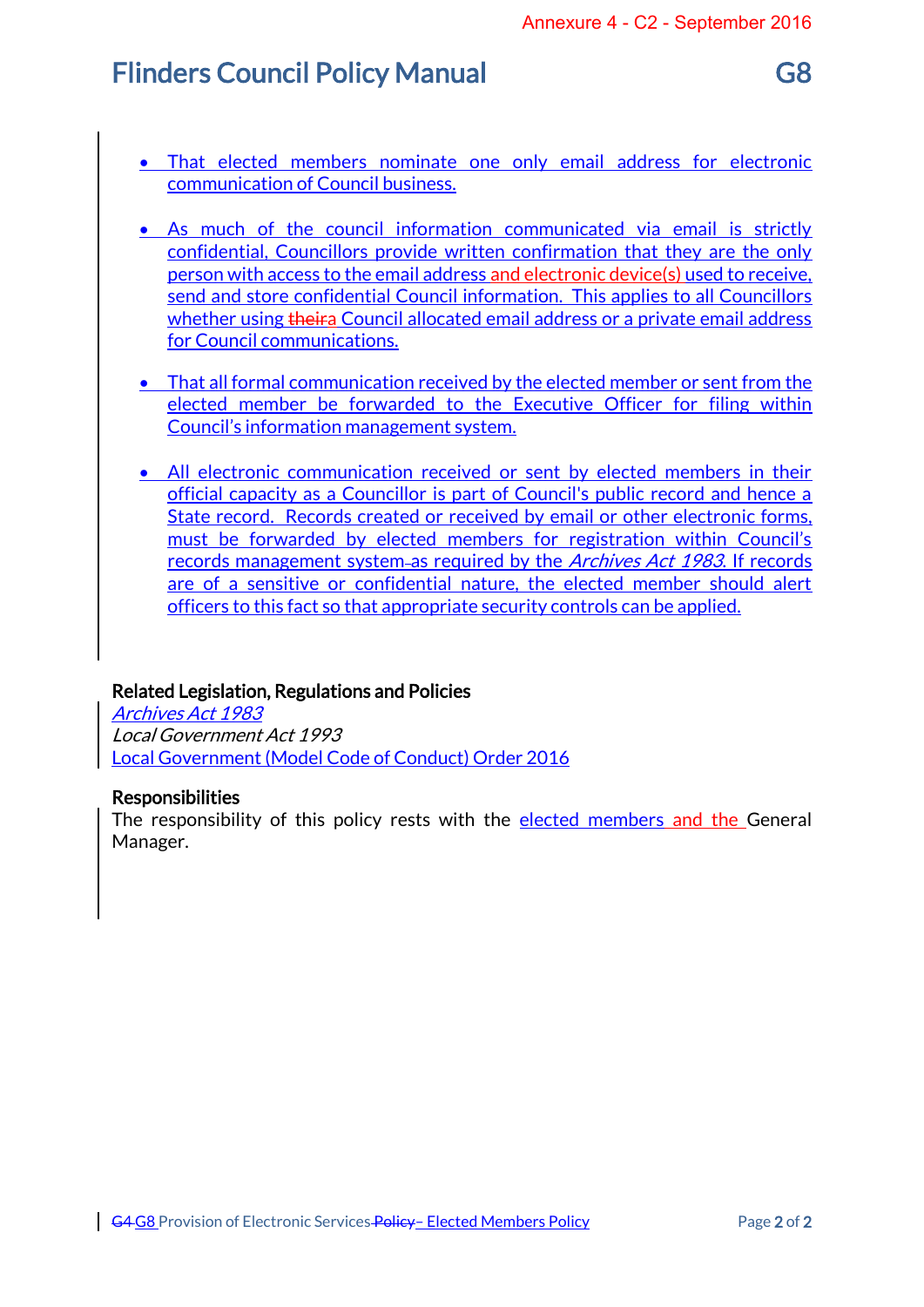- That elected members nominate one only email address for electronic communication of Council business.

- As much of the council information communicated via email is strictly confidential, Councillors provide written confirmation that they are the only person with access to the email address and electronic device(s) used to receive, send and store confidential Council information. This applies to all Councillors whether using ~~their~~a Council allocated email address or a private email address for Council communications.

- That all formal communication received by the elected member or sent from the elected member be forwarded to the Executive Officer for filing within Council's information management system.

- All electronic communication received or sent by elected members in their official capacity as a Councillor is part of Council's public record and hence a State record. Records created or received by email or other electronic forms, must be forwarded by elected members for registration within Council's records management system as required by the *Archives Act 1983*. If records are of a sensitive or confidential nature, the elected member should alert officers to this fact so that appropriate security controls can be applied.

**Related Legislation, Regulations and Policies**

*Archives Act 1983*
*Local Government Act 1993*
Local Government (Model Code of Conduct) Order 2016

**Responsibilities**

The responsibility of this policy rests with the elected members and the General Manager.